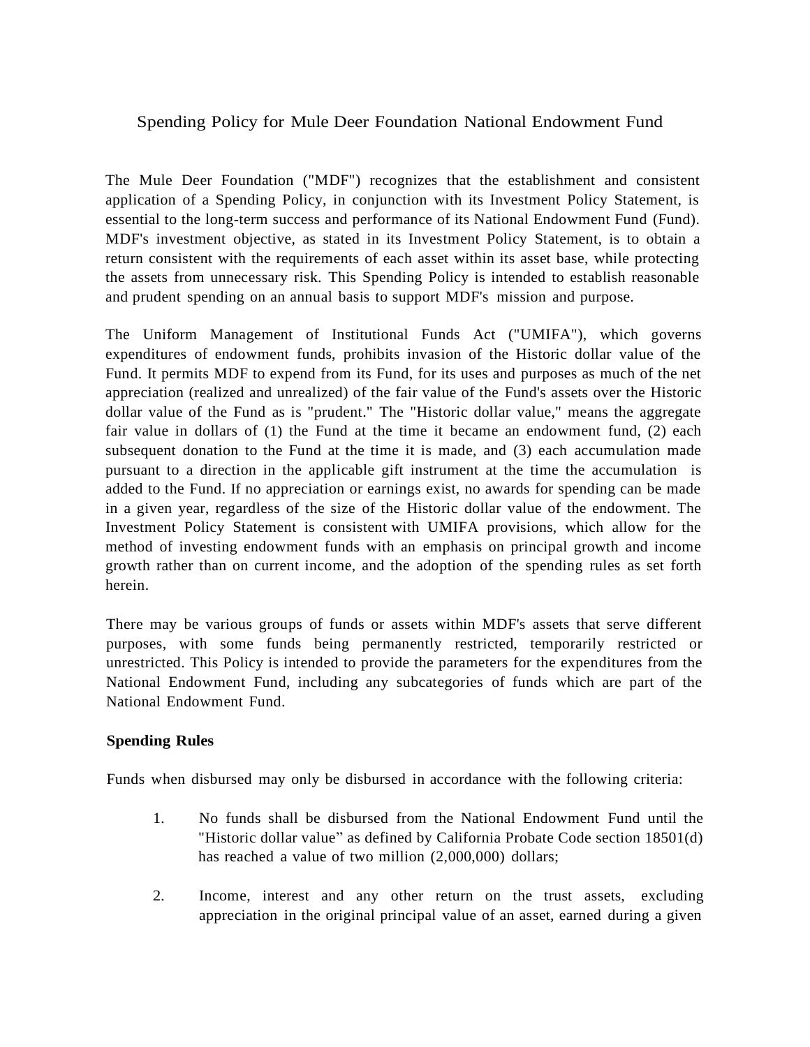# Spending Policy for Mule Deer Foundation National Endowment Fund

The Mule Deer Foundation ("MDF") recognizes that the establishment and consistent application of a Spending Policy, in conjunction with its Investment Policy Statement, is essential to the long-term success and performance of its National Endowment Fund (Fund). MDF's investment objective, as stated in its Investment Policy Statement, is to obtain a return consistent with the requirements of each asset within its asset base, while protecting the assets from unnecessary risk. This Spending Policy is intended to establish reasonable and prudent spending on an annual basis to support MDF's mission and purpose.

The Uniform Management of Institutional Funds Act ("UMIFA"), which governs expenditures of endowment funds, prohibits invasion of the Historic dollar value of the Fund. It permits MDF to expend from its Fund, for its uses and purposes as much of the net appreciation (realized and unrealized) of the fair value of the Fund's assets over the Historic dollar value of the Fund as is "prudent." The "Historic dollar value," means the aggregate fair value in dollars of (1) the Fund at the time it became an endowment fund, (2) each subsequent donation to the Fund at the time it is made, and (3) each accumulation made pursuant to a direction in the applicable gift instrument at the time the accumulation is added to the Fund. If no appreciation or earnings exist, no awards for spending can be made in a given year, regardless of the size of the Historic dollar value of the endowment. The Investment Policy Statement is consistent with UMIFA provisions, which allow for the method of investing endowment funds with an emphasis on principal growth and income growth rather than on current income, and the adoption of the spending rules as set forth herein.

There may be various groups of funds or assets within MDF's assets that serve different purposes, with some funds being permanently restricted, temporarily restricted or unrestricted. This Policy is intended to provide the parameters for the expenditures from the National Endowment Fund, including any subcategories of funds which are part of the National Endowment Fund.

**Spending Rules**

Funds when disbursed may only be disbursed in accordance with the following criteria:

1. No funds shall be disbursed from the National Endowment Fund until the "Historic dollar value" as defined by California Probate Code section 18501(d) has reached a value of two million (2,000,000) dollars;

2. Income, interest and any other return on the trust assets, excluding appreciation in the original principal value of an asset, earned during a given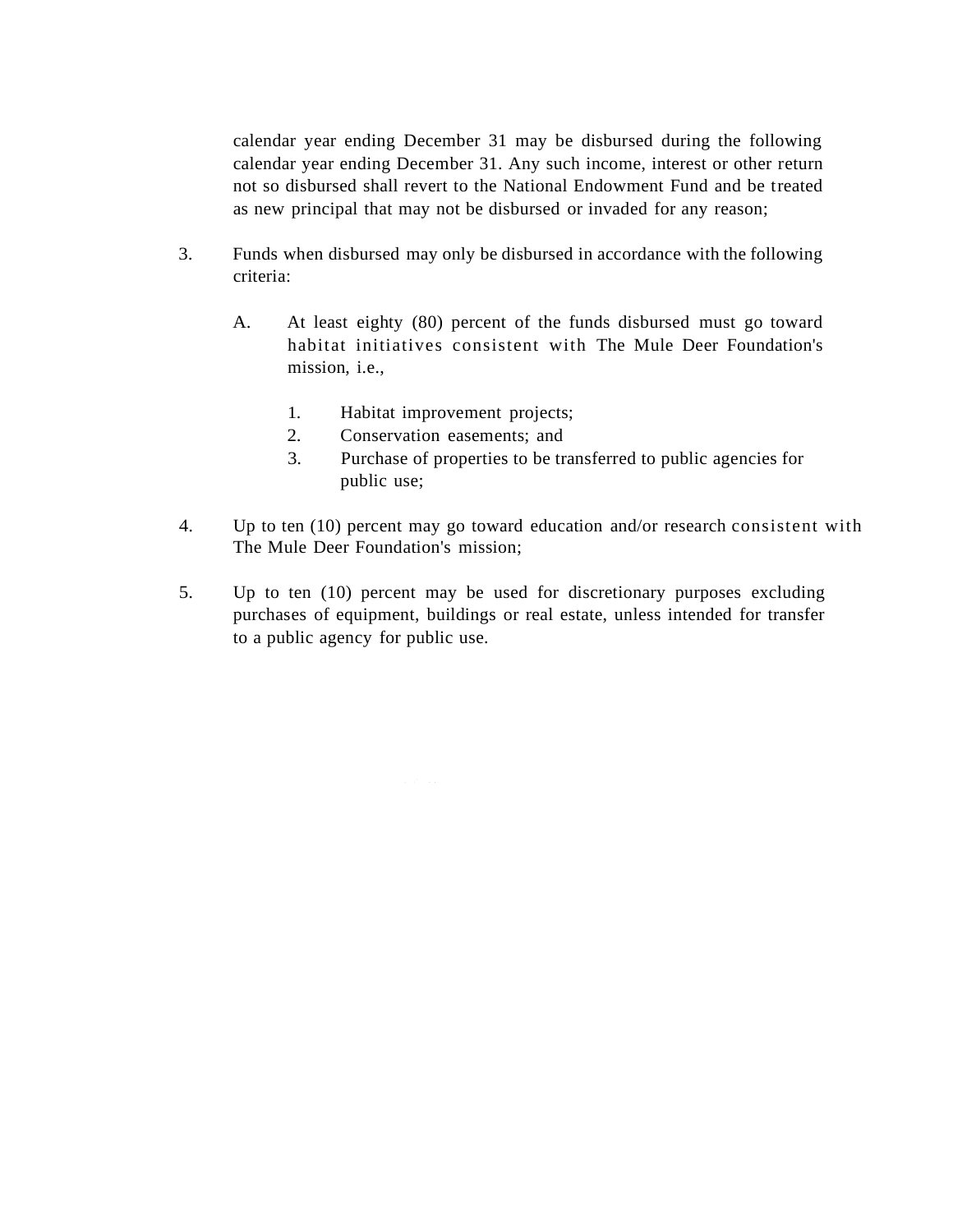calendar year ending December 31 may be disbursed during the following calendar year ending December 31. Any such income, interest or other return not so disbursed shall revert to the National Endowment Fund and be treated as new principal that may not be disbursed or invaded for any reason;

3. Funds when disbursed may only be disbursed in accordance with the following criteria:

   A. At least eighty (80) percent of the funds disbursed must go toward habitat initiatives consistent with The Mule Deer Foundation's mission, i.e.,

      1. Habitat improvement projects;
      2. Conservation easements; and
      3. Purchase of properties to be transferred to public agencies for public use;

4. Up to ten (10) percent may go toward education and/or research consistent with The Mule Deer Foundation's mission;

5. Up to ten (10) percent may be used for discretionary purposes excluding purchases of equipment, buildings or real estate, unless intended for transfer to a public agency for public use.